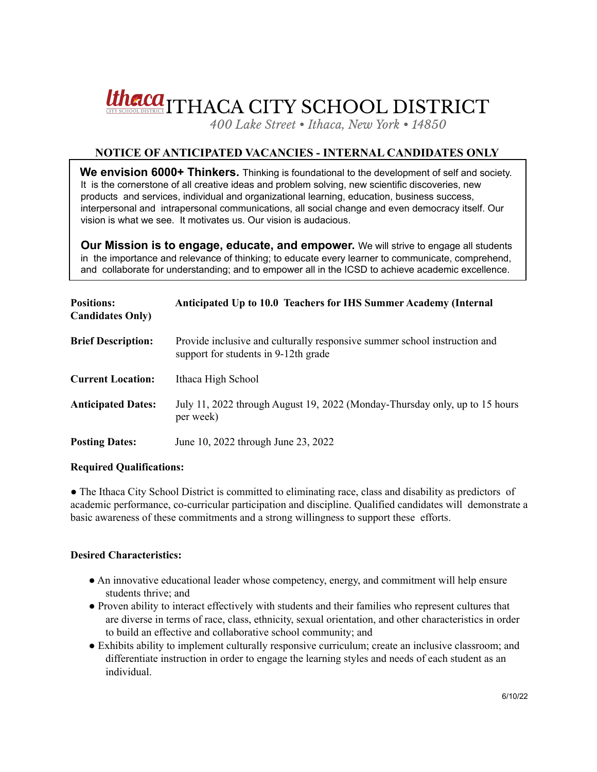# ITHACA CITY SCHOOL DISTRICT

*400 Lake Street • Ithaca, New York • 14850*

## NOTICE OF ANTICIPATED VACANCIES - INTERNAL CANDIDATES ONLY

**We envision 6000+ Thinkers.** Thinking is foundational to the development of self and society. It is the cornerstone of all creative ideas and problem solving, new scientific discoveries, new products and services, individual and organizational learning, education, business success, interpersonal and intrapersonal communications, all social change and even democracy itself. Our vision is what we see. It motivates us. Our vision is audacious.

**Our Mission is to engage, educate, and empower.** We will strive to engage all students in the importance and relevance of thinking; to educate every learner to communicate, comprehend, and collaborate for understanding; and to empower all in the ICSD to achieve academic excellence.

| | |
|---|---|
| **Positions: Candidates Only)** | **Anticipated Up to 10.0 Teachers for IHS Summer Academy (Internal** |
| **Brief Description:** | Provide inclusive and culturally responsive summer school instruction and support for students in 9-12th grade |
| **Current Location:** | Ithaca High School |
| **Anticipated Dates:** | July 11, 2022 through August 19, 2022 (Monday-Thursday only, up to 15 hours per week) |
| **Posting Dates:** | June 10, 2022 through June 23, 2022 |

**Required Qualifications:**

● The Ithaca City School District is committed to eliminating race, class and disability as predictors of academic performance, co-curricular participation and discipline. Qualified candidates will demonstrate a basic awareness of these commitments and a strong willingness to support these efforts.

**Desired Characteristics:**

- An innovative educational leader whose competency, energy, and commitment will help ensure students thrive; and
- Proven ability to interact effectively with students and their families who represent cultures that are diverse in terms of race, class, ethnicity, sexual orientation, and other characteristics in order to build an effective and collaborative school community; and
- Exhibits ability to implement culturally responsive curriculum; create an inclusive classroom; and differentiate instruction in order to engage the learning styles and needs of each student as an individual.

6/10/22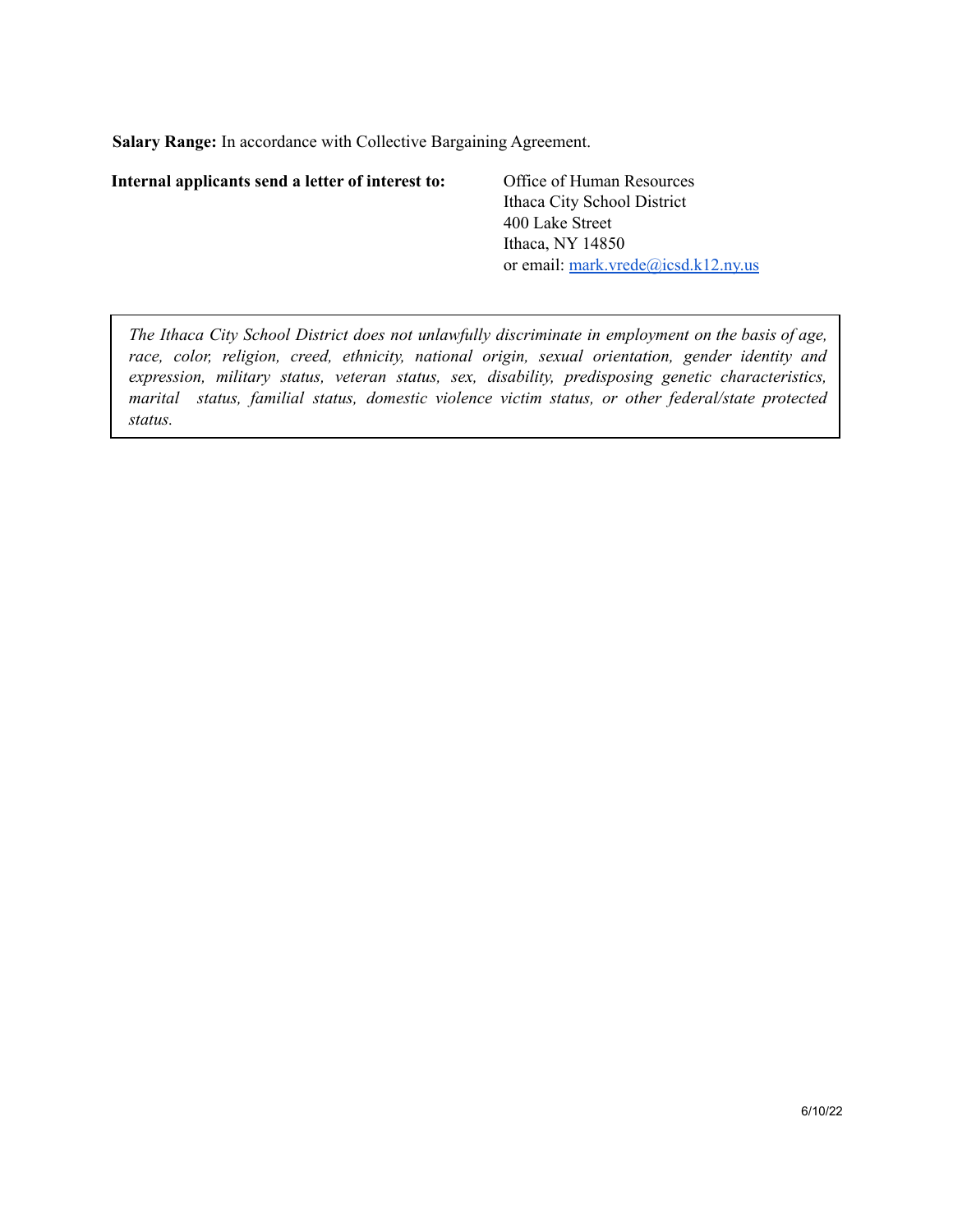**Salary Range:** In accordance with Collective Bargaining Agreement.

**Internal applicants send a letter of interest to:**

Office of Human Resources
Ithaca City School District
400 Lake Street
Ithaca, NY 14850
or email: mark.vrede@icsd.k12.ny.us

*The Ithaca City School District does not unlawfully discriminate in employment on the basis of age, race, color, religion, creed, ethnicity, national origin, sexual orientation, gender identity and expression, military status, veteran status, sex, disability, predisposing genetic characteristics, marital status, familial status, domestic violence victim status, or other federal/state protected status.*

6/10/22